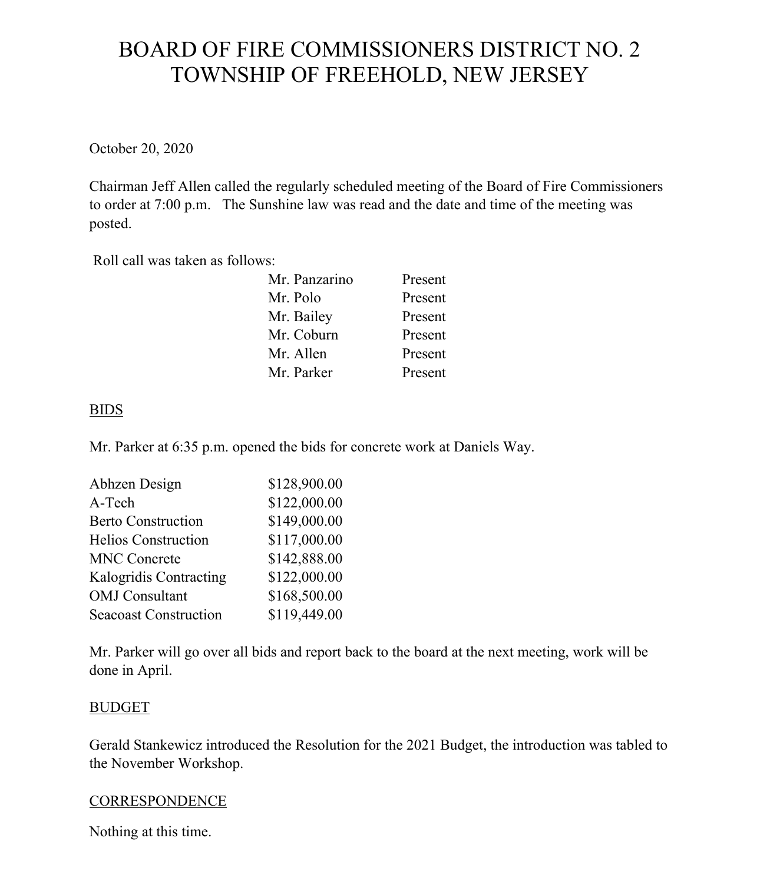# BOARD OF FIRE COMMISSIONERS DISTRICT NO. 2
# TOWNSHIP OF FREEHOLD, NEW JERSEY

October 20, 2020

Chairman Jeff Allen called the regularly scheduled meeting of the Board of Fire Commissioners to order at 7:00 p.m. The Sunshine law was read and the date and time of the meeting was posted.

Roll call was taken as follows:

| | |
|---|---|
| Mr. Panzarino | Present |
| Mr. Polo | Present |
| Mr. Bailey | Present |
| Mr. Coburn | Present |
| Mr. Allen | Present |
| Mr. Parker | Present |

## BIDS

Mr. Parker at 6:35 p.m. opened the bids for concrete work at Daniels Way.

| | |
|---|---|
| Abhzen Design | $128,900.00 |
| A-Tech | $122,000.00 |
| Berto Construction | $149,000.00 |
| Helios Construction | $117,000.00 |
| MNC Concrete | $142,888.00 |
| Kalogridis Contracting | $122,000.00 |
| OMJ Consultant | $168,500.00 |
| Seacoast Construction | $119,449.00 |

Mr. Parker will go over all bids and report back to the board at the next meeting, work will be done in April.

## BUDGET

Gerald Stankewicz introduced the Resolution for the 2021 Budget, the introduction was tabled to the November Workshop.

## CORRESPONDENCE

Nothing at this time.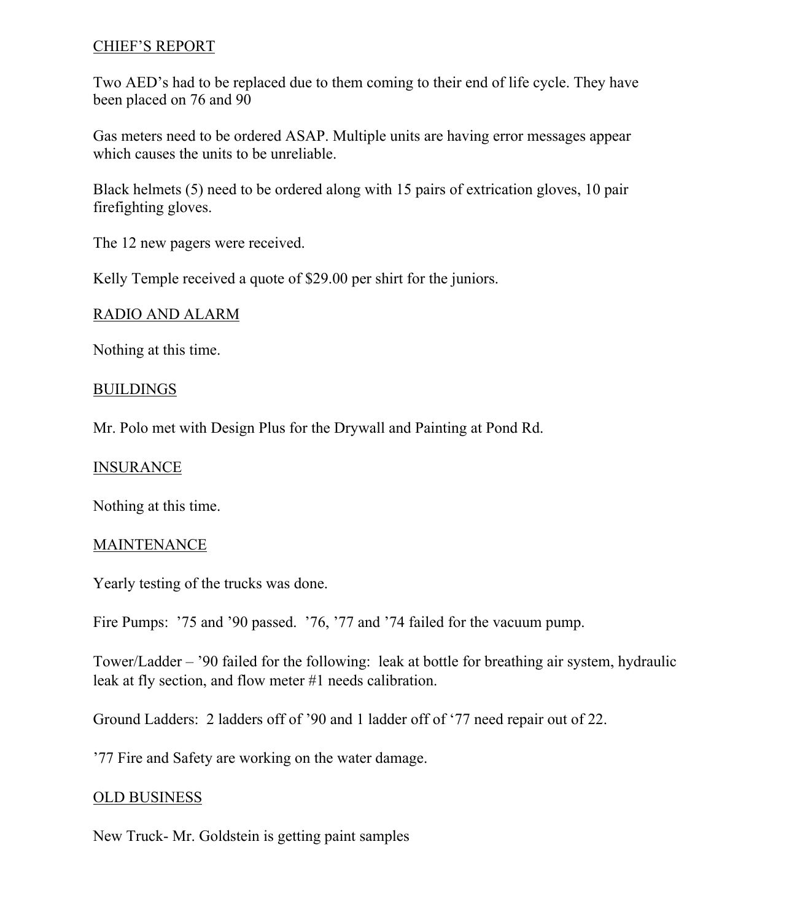## CHIEF'S REPORT

Two AED's had to be replaced due to them coming to their end of life cycle. They have been placed on 76 and 90

Gas meters need to be ordered ASAP. Multiple units are having error messages appear which causes the units to be unreliable.

Black helmets (5) need to be ordered along with 15 pairs of extrication gloves, 10 pair firefighting gloves.

The 12 new pagers were received.

Kelly Temple received a quote of $29.00 per shirt for the juniors.

## RADIO AND ALARM

Nothing at this time.

## BUILDINGS

Mr. Polo met with Design Plus for the Drywall and Painting at Pond Rd.

## INSURANCE

Nothing at this time.

## MAINTENANCE

Yearly testing of the trucks was done.

Fire Pumps: '75 and '90 passed. '76, '77 and '74 failed for the vacuum pump.

Tower/Ladder – '90 failed for the following: leak at bottle for breathing air system, hydraulic leak at fly section, and flow meter #1 needs calibration.

Ground Ladders: 2 ladders off of '90 and 1 ladder off of '77 need repair out of 22.

'77 Fire and Safety are working on the water damage.

## OLD BUSINESS

New Truck- Mr. Goldstein is getting paint samples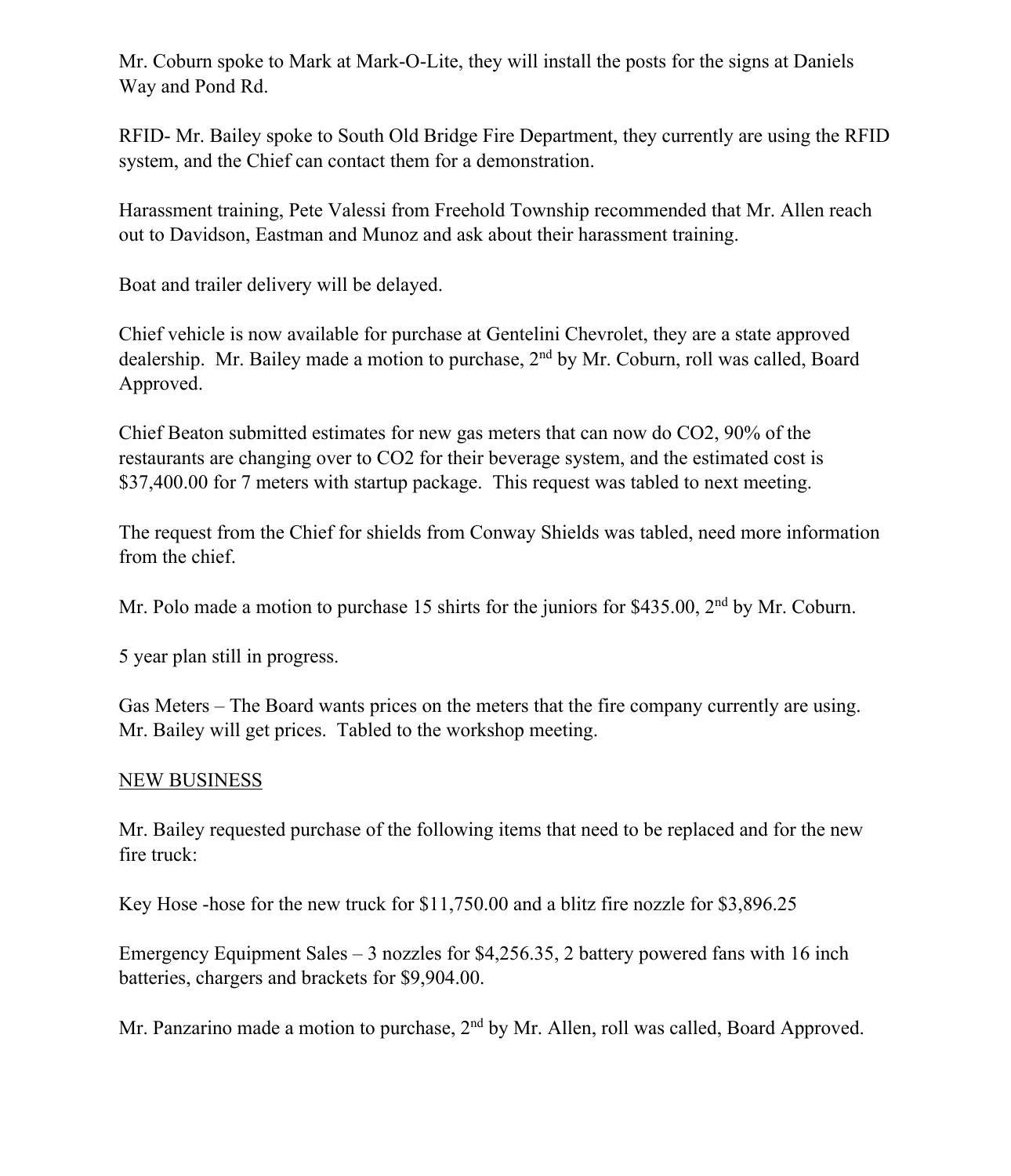Mr. Coburn spoke to Mark at Mark-O-Lite, they will install the posts for the signs at Daniels Way and Pond Rd.

RFID- Mr. Bailey spoke to South Old Bridge Fire Department, they currently are using the RFID system, and the Chief can contact them for a demonstration.

Harassment training, Pete Valessi from Freehold Township recommended that Mr. Allen reach out to Davidson, Eastman and Munoz and ask about their harassment training.

Boat and trailer delivery will be delayed.

Chief vehicle is now available for purchase at Gentelini Chevrolet, they are a state approved dealership. Mr. Bailey made a motion to purchase, 2nd by Mr. Coburn, roll was called, Board Approved.

Chief Beaton submitted estimates for new gas meters that can now do $CO_2$, 90% of the restaurants are changing over to $CO_2$ for their beverage system, and the estimated cost is $37,400.00 for 7 meters with startup package. This request was tabled to next meeting.

The request from the Chief for shields from Conway Shields was tabled, need more information from the chief.

Mr. Polo made a motion to purchase 15 shirts for the juniors for $435.00, 2nd by Mr. Coburn.

5 year plan still in progress.

Gas Meters – The Board wants prices on the meters that the fire company currently are using. Mr. Bailey will get prices. Tabled to the workshop meeting.

<u>NEW BUSINESS</u>

Mr. Bailey requested purchase of the following items that need to be replaced and for the new fire truck:

Key Hose -hose for the new truck for $11,750.00 and a blitz fire nozzle for $3,896.25

Emergency Equipment Sales – 3 nozzles for $4,256.35, 2 battery powered fans with 16 inch batteries, chargers and brackets for $9,904.00.

Mr. Panzarino made a motion to purchase, 2nd by Mr. Allen, roll was called, Board Approved.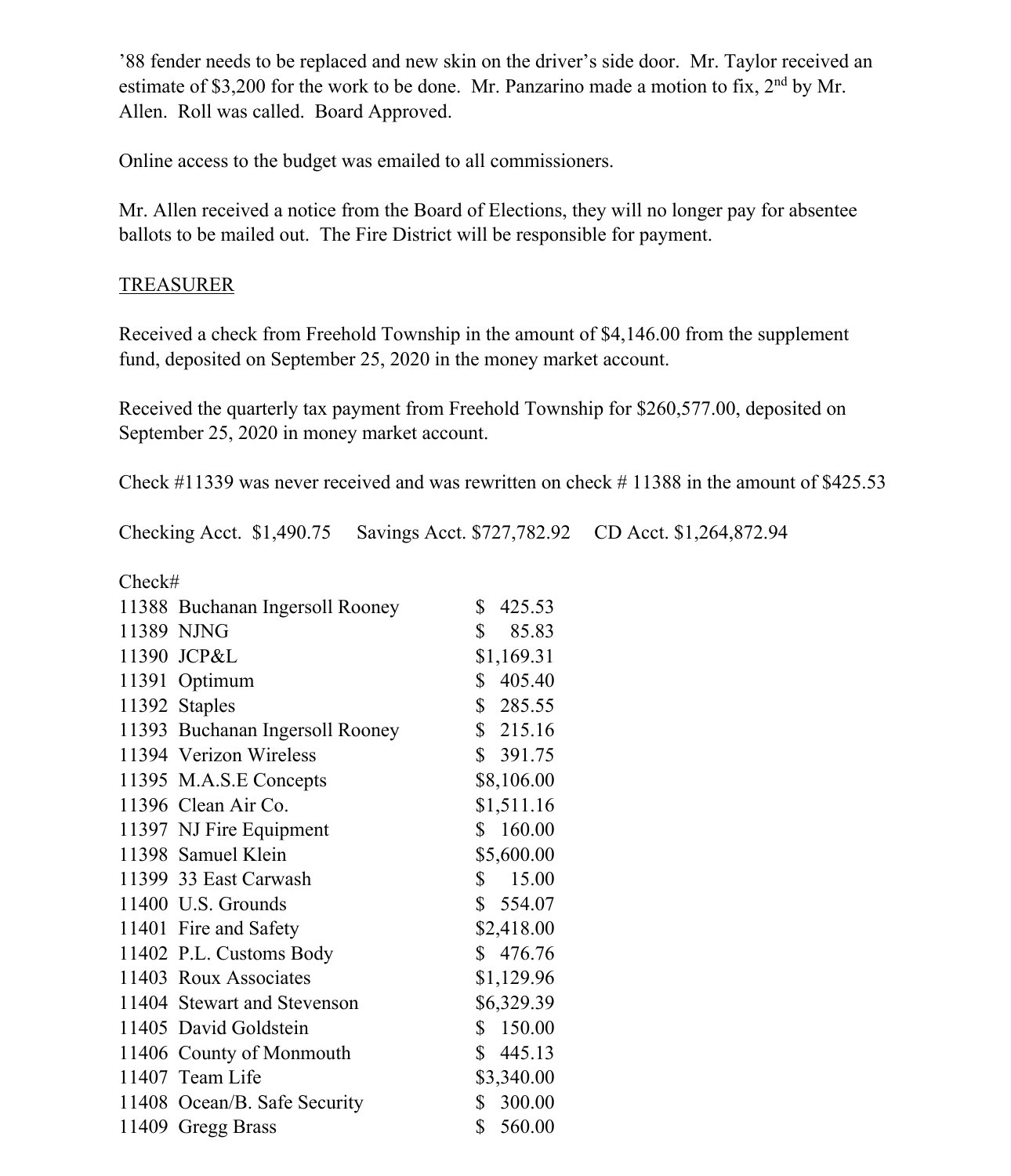’88 fender needs to be replaced and new skin on the driver’s side door. Mr. Taylor received an estimate of $3,200 for the work to be done. Mr. Panzarino made a motion to fix, 2nd by Mr. Allen. Roll was called. Board Approved.

Online access to the budget was emailed to all commissioners.

Mr. Allen received a notice from the Board of Elections, they will no longer pay for absentee ballots to be mailed out. The Fire District will be responsible for payment.

TREASURER

Received a check from Freehold Township in the amount of $4,146.00 from the supplement fund, deposited on September 25, 2020 in the money market account.

Received the quarterly tax payment from Freehold Township for $260,577.00, deposited on September 25, 2020 in money market account.

Check #11339 was never received and was rewritten on check # 11388 in the amount of $425.53

Checking Acct. $1,490.75 Savings Acct. $727,782.92 CD Acct. $1,264,872.94

| Check# | | |
|---|---|---|
| 11388 | Buchanan Ingersoll Rooney | $ 425.53 |
| 11389 | NJNG | $ 85.83 |
| 11390 | JCP&L | $1,169.31 |
| 11391 | Optimum | $ 405.40 |
| 11392 | Staples | $ 285.55 |
| 11393 | Buchanan Ingersoll Rooney | $ 215.16 |
| 11394 | Verizon Wireless | $ 391.75 |
| 11395 | M.A.S.E Concepts | $8,106.00 |
| 11396 | Clean Air Co. | $1,511.16 |
| 11397 | NJ Fire Equipment | $ 160.00 |
| 11398 | Samuel Klein | $5,600.00 |
| 11399 | 33 East Carwash | $ 15.00 |
| 11400 | U.S. Grounds | $ 554.07 |
| 11401 | Fire and Safety | $2,418.00 |
| 11402 | P.L. Customs Body | $ 476.76 |
| 11403 | Roux Associates | $1,129.96 |
| 11404 | Stewart and Stevenson | $6,329.39 |
| 11405 | David Goldstein | $ 150.00 |
| 11406 | County of Monmouth | $ 445.13 |
| 11407 | Team Life | $3,340.00 |
| 11408 | Ocean/B. Safe Security | $ 300.00 |
| 11409 | Gregg Brass | $ 560.00 |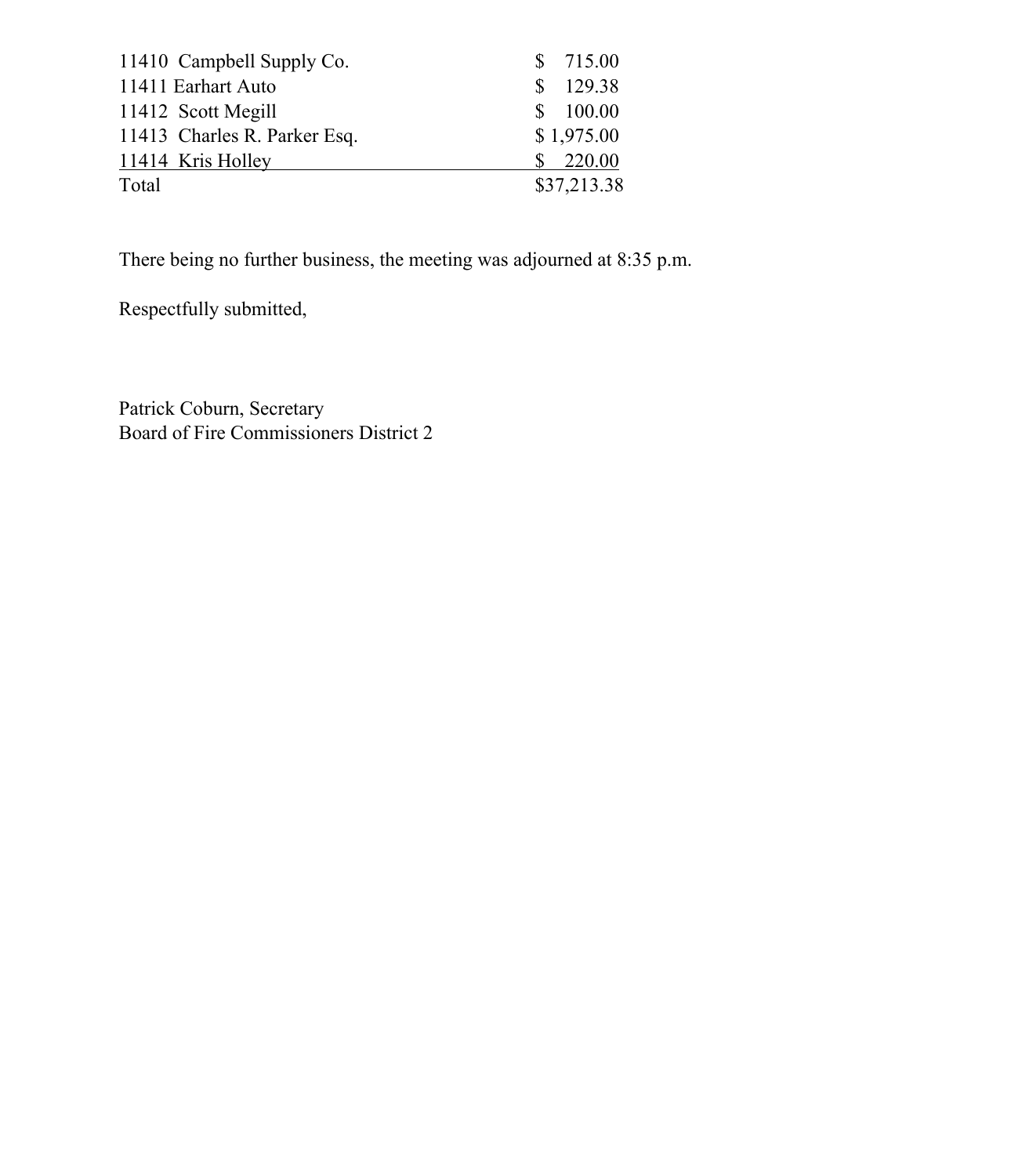| | |
|---|---|
| 11410 Campbell Supply Co. | $ 715.00 |
| 11411 Earhart Auto | $ 129.38 |
| 11412 Scott Megill | $ 100.00 |
| 11413 Charles R. Parker Esq. | $ 1,975.00 |
| 11414 Kris Holley | $ 220.00 |
| Total | $37,213.38 |

There being no further business, the meeting was adjourned at 8:35 p.m.

Respectfully submitted,

Patrick Coburn, Secretary
Board of Fire Commissioners District 2